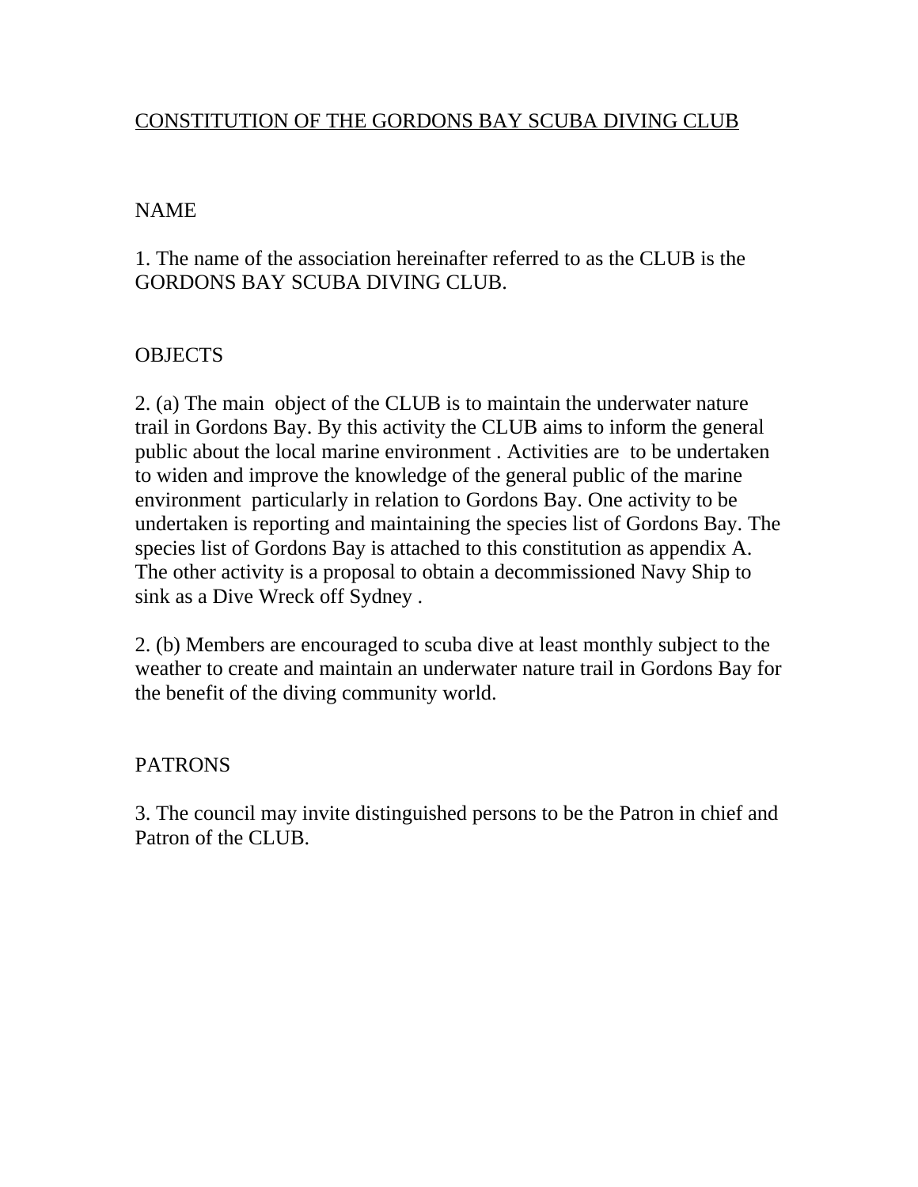# CONSTITUTION OF THE GORDONS BAY SCUBA DIVING CLUB

## NAME

1. The name of the association hereinafter referred to as the CLUB is the GORDONS BAY SCUBA DIVING CLUB.

## OBJECTS

2. (a) The main object of the CLUB is to maintain the underwater nature trail in Gordons Bay. By this activity the CLUB aims to inform the general public about the local marine environment . Activities are to be undertaken to widen and improve the knowledge of the general public of the marine environment particularly in relation to Gordons Bay. One activity to be undertaken is reporting and maintaining the species list of Gordons Bay. The species list of Gordons Bay is attached to this constitution as appendix A. The other activity is a proposal to obtain a decommissioned Navy Ship to sink as a Dive Wreck off Sydney .

2. (b) Members are encouraged to scuba dive at least monthly subject to the weather to create and maintain an underwater nature trail in Gordons Bay for the benefit of the diving community world.

## PATRONS

3. The council may invite distinguished persons to be the Patron in chief and Patron of the CLUB.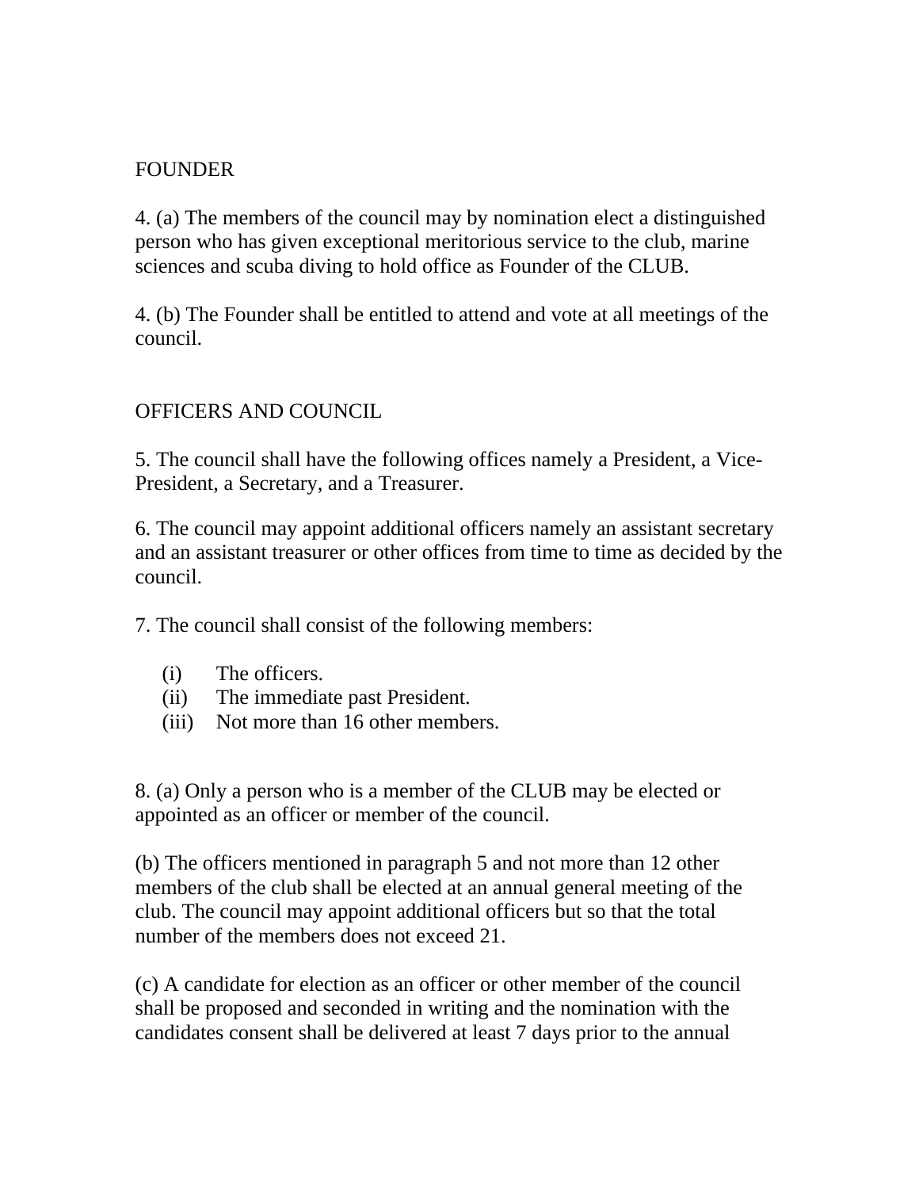## FOUNDER

4. (a) The members of the council may by nomination elect a distinguished person who has given exceptional meritorious service to the club, marine sciences and scuba diving to hold office as Founder of the CLUB.

4. (b) The Founder shall be entitled to attend and vote at all meetings of the council.

## OFFICERS AND COUNCIL

5. The council shall have the following offices namely a President, a Vice-President, a Secretary, and a Treasurer.

6. The council may appoint additional officers namely an assistant secretary and an assistant treasurer or other offices from time to time as decided by the council.

7. The council shall consist of the following members:

(i) The officers.
(ii) The immediate past President.
(iii) Not more than 16 other members.

8. (a) Only a person who is a member of the CLUB may be elected or appointed as an officer or member of the council.

(b) The officers mentioned in paragraph 5 and not more than 12 other members of the club shall be elected at an annual general meeting of the club. The council may appoint additional officers but so that the total number of the members does not exceed 21.

(c) A candidate for election as an officer or other member of the council shall be proposed and seconded in writing and the nomination with the candidates consent shall be delivered at least 7 days prior to the annual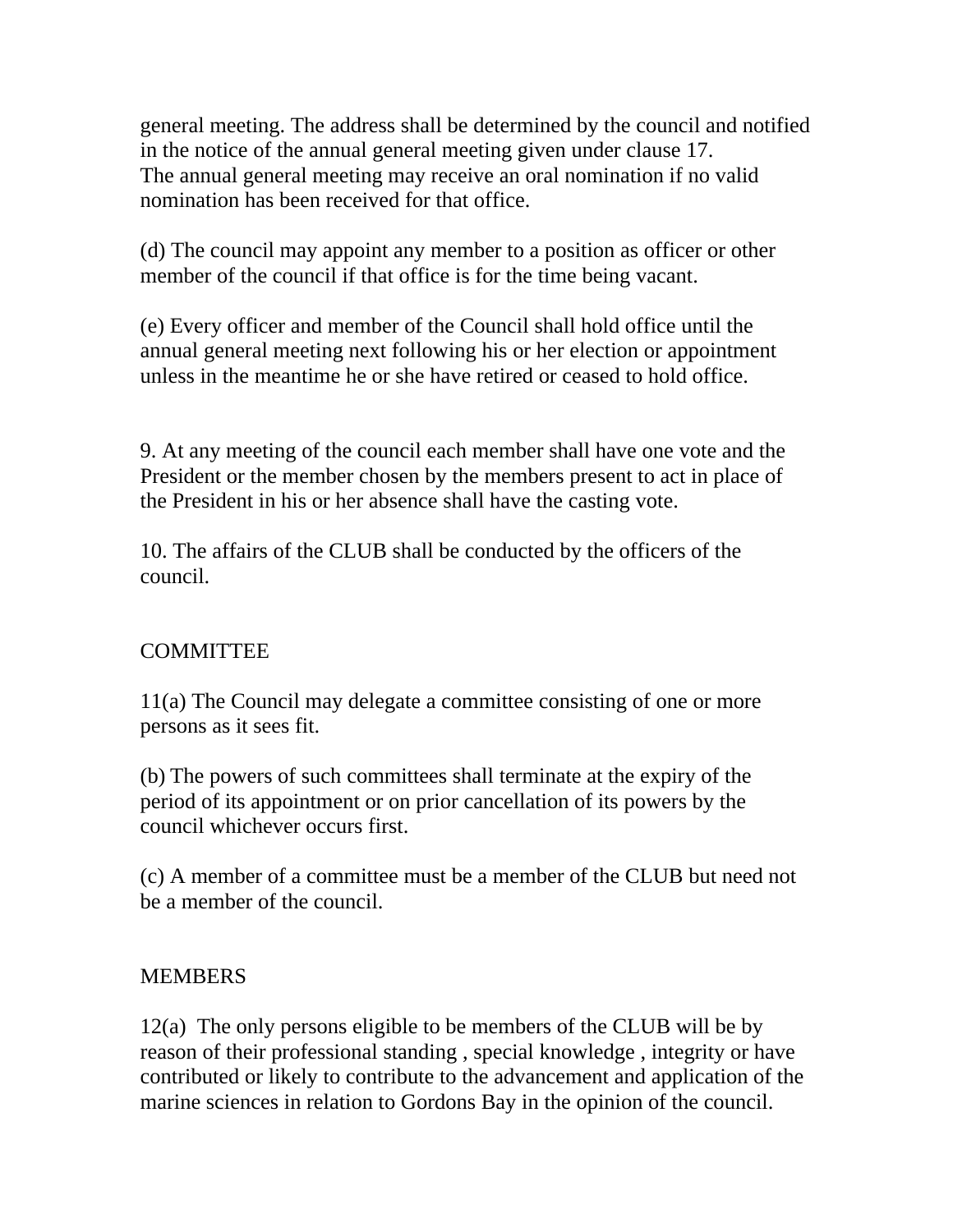general meeting. The address shall be determined by the council and notified in the notice of the annual general meeting given under clause 17.
The annual general meeting may receive an oral nomination if no valid nomination has been received for that office.

(d) The council may appoint any member to a position as officer or other member of the council if that office is for the time being vacant.

(e) Every officer and member of the Council shall hold office until the annual general meeting next following his or her election or appointment unless in the meantime he or she have retired or ceased to hold office.

9. At any meeting of the council each member shall have one vote and the President or the member chosen by the members present to act in place of the President in his or her absence shall have the casting vote.

10. The affairs of the CLUB shall be conducted by the officers of the council.

## COMMITTEE

11(a) The Council may delegate a committee consisting of one or more persons as it sees fit.

(b) The powers of such committees shall terminate at the expiry of the period of its appointment or on prior cancellation of its powers by the council whichever occurs first.

(c) A member of a committee must be a member of the CLUB but need not be a member of the council.

## MEMBERS

12(a) The only persons eligible to be members of the CLUB will be by reason of their professional standing , special knowledge , integrity or have contributed or likely to contribute to the advancement and application of the marine sciences in relation to Gordons Bay in the opinion of the council.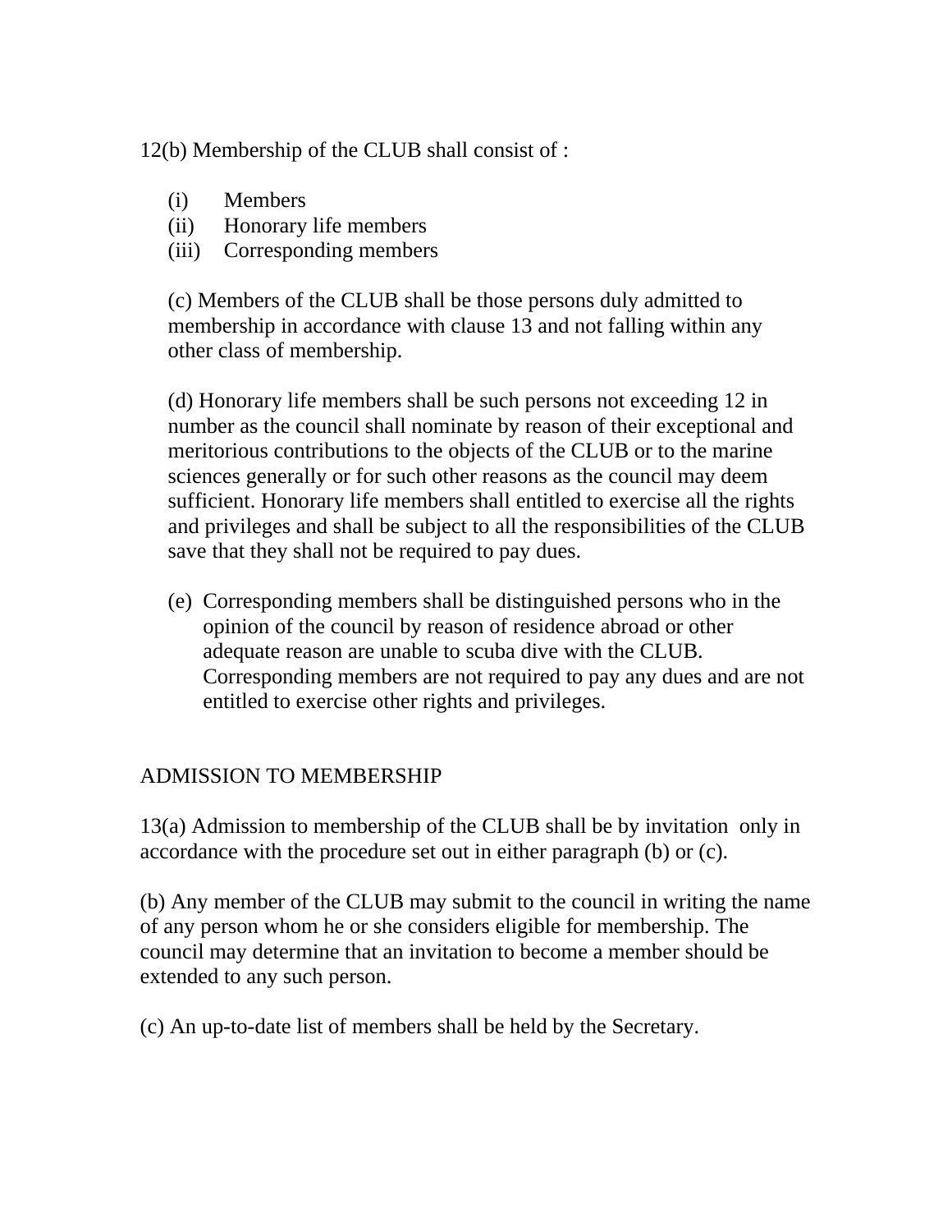12(b) Membership of the CLUB shall consist of :

(i) Members
(ii) Honorary life members
(iii) Corresponding members

(c) Members of the CLUB shall be those persons duly admitted to membership in accordance with clause 13 and not falling within any other class of membership.

(d) Honorary life members shall be such persons not exceeding 12 in number as the council shall nominate by reason of their exceptional and meritorious contributions to the objects of the CLUB or to the marine sciences generally or for such other reasons as the council may deem sufficient. Honorary life members shall entitled to exercise all the rights and privileges and shall be subject to all the responsibilities of the CLUB save that they shall not be required to pay dues.

(e) Corresponding members shall be distinguished persons who in the opinion of the council by reason of residence abroad or other adequate reason are unable to scuba dive with the CLUB. Corresponding members are not required to pay any dues and are not entitled to exercise other rights and privileges.

## ADMISSION TO MEMBERSHIP

13(a) Admission to membership of the CLUB shall be by invitation only in accordance with the procedure set out in either paragraph (b) or (c).

(b) Any member of the CLUB may submit to the council in writing the name of any person whom he or she considers eligible for membership. The council may determine that an invitation to become a member should be extended to any such person.

(c) An up-to-date list of members shall be held by the Secretary.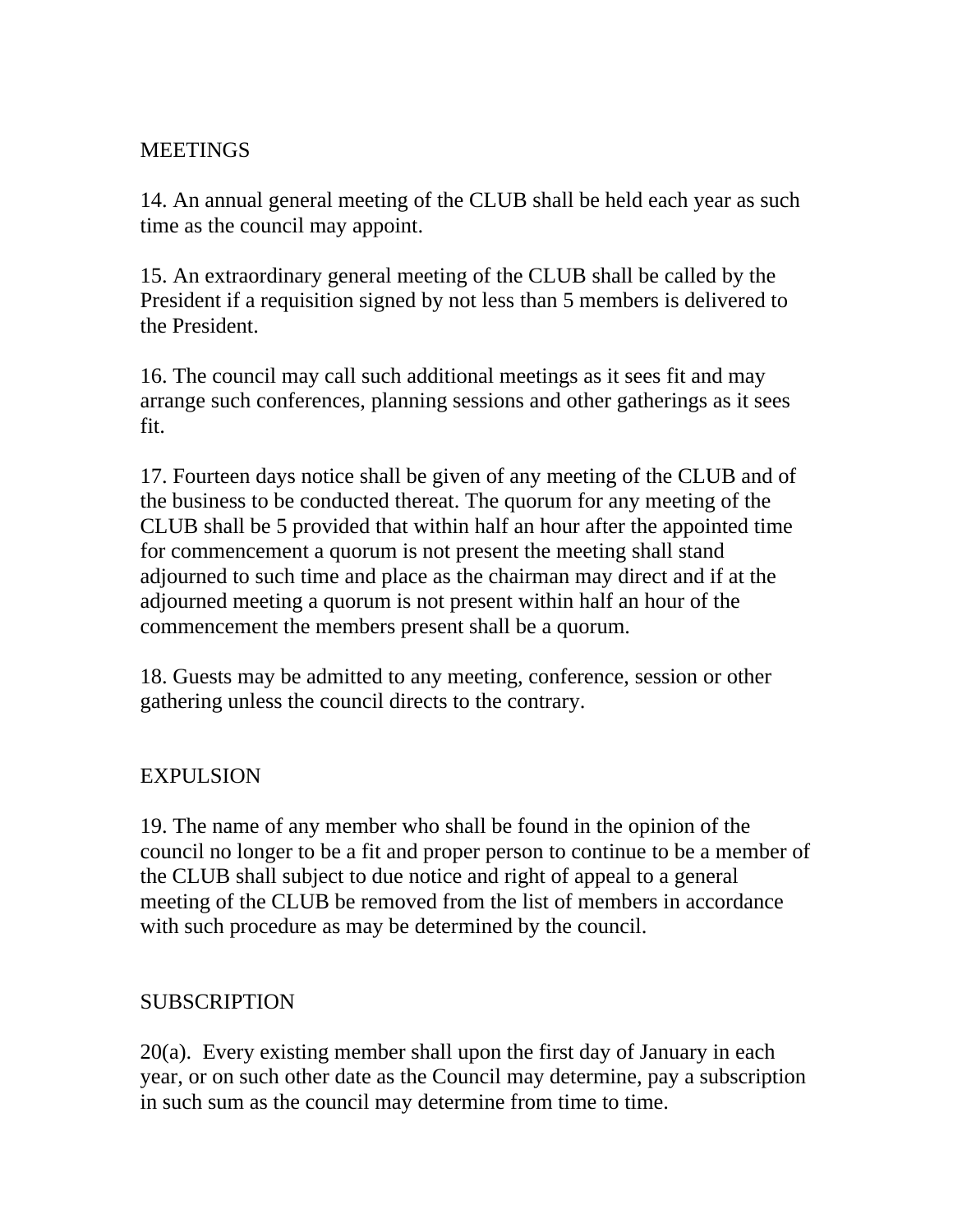## MEETINGS

14. An annual general meeting of the CLUB shall be held each year as such time as the council may appoint.

15. An extraordinary general meeting of the CLUB shall be called by the President if a requisition signed by not less than 5 members is delivered to the President.

16. The council may call such additional meetings as it sees fit and may arrange such conferences, planning sessions and other gatherings as it sees fit.

17. Fourteen days notice shall be given of any meeting of the CLUB and of the business to be conducted thereat. The quorum for any meeting of the CLUB shall be 5 provided that within half an hour after the appointed time for commencement a quorum is not present the meeting shall stand adjourned to such time and place as the chairman may direct and if at the adjourned meeting a quorum is not present within half an hour of the commencement the members present shall be a quorum.

18. Guests may be admitted to any meeting, conference, session or other gathering unless the council directs to the contrary.

## EXPULSION

19. The name of any member who shall be found in the opinion of the council no longer to be a fit and proper person to continue to be a member of the CLUB shall subject to due notice and right of appeal to a general meeting of the CLUB be removed from the list of members in accordance with such procedure as may be determined by the council.

## SUBSCRIPTION

20(a). Every existing member shall upon the first day of January in each year, or on such other date as the Council may determine, pay a subscription in such sum as the council may determine from time to time.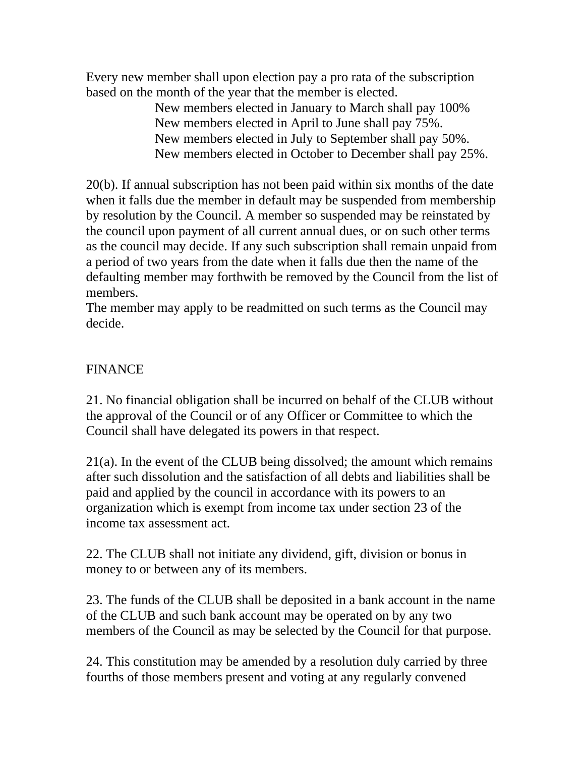Every new member shall upon election pay a pro rata of the subscription based on the month of the year that the member is elected.

New members elected in January to March shall pay 100%
New members elected in April to June shall pay 75%.
New members elected in July to September shall pay 50%.
New members elected in October to December shall pay 25%.

20(b). If annual subscription has not been paid within six months of the date when it falls due the member in default may be suspended from membership by resolution by the Council. A member so suspended may be reinstated by the council upon payment of all current annual dues, or on such other terms as the council may decide. If any such subscription shall remain unpaid from a period of two years from the date when it falls due then the name of the defaulting member may forthwith be removed by the Council from the list of members.
The member may apply to be readmitted on such terms as the Council may decide.

FINANCE

21. No financial obligation shall be incurred on behalf of the CLUB without the approval of the Council or of any Officer or Committee to which the Council shall have delegated its powers in that respect.

21(a). In the event of the CLUB being dissolved; the amount which remains after such dissolution and the satisfaction of all debts and liabilities shall be paid and applied by the council in accordance with its powers to an organization which is exempt from income tax under section 23 of the income tax assessment act.

22. The CLUB shall not initiate any dividend, gift, division or bonus in money to or between any of its members.

23. The funds of the CLUB shall be deposited in a bank account in the name of the CLUB and such bank account may be operated on by any two members of the Council as may be selected by the Council for that purpose.

24. This constitution may be amended by a resolution duly carried by three fourths of those members present and voting at any regularly convened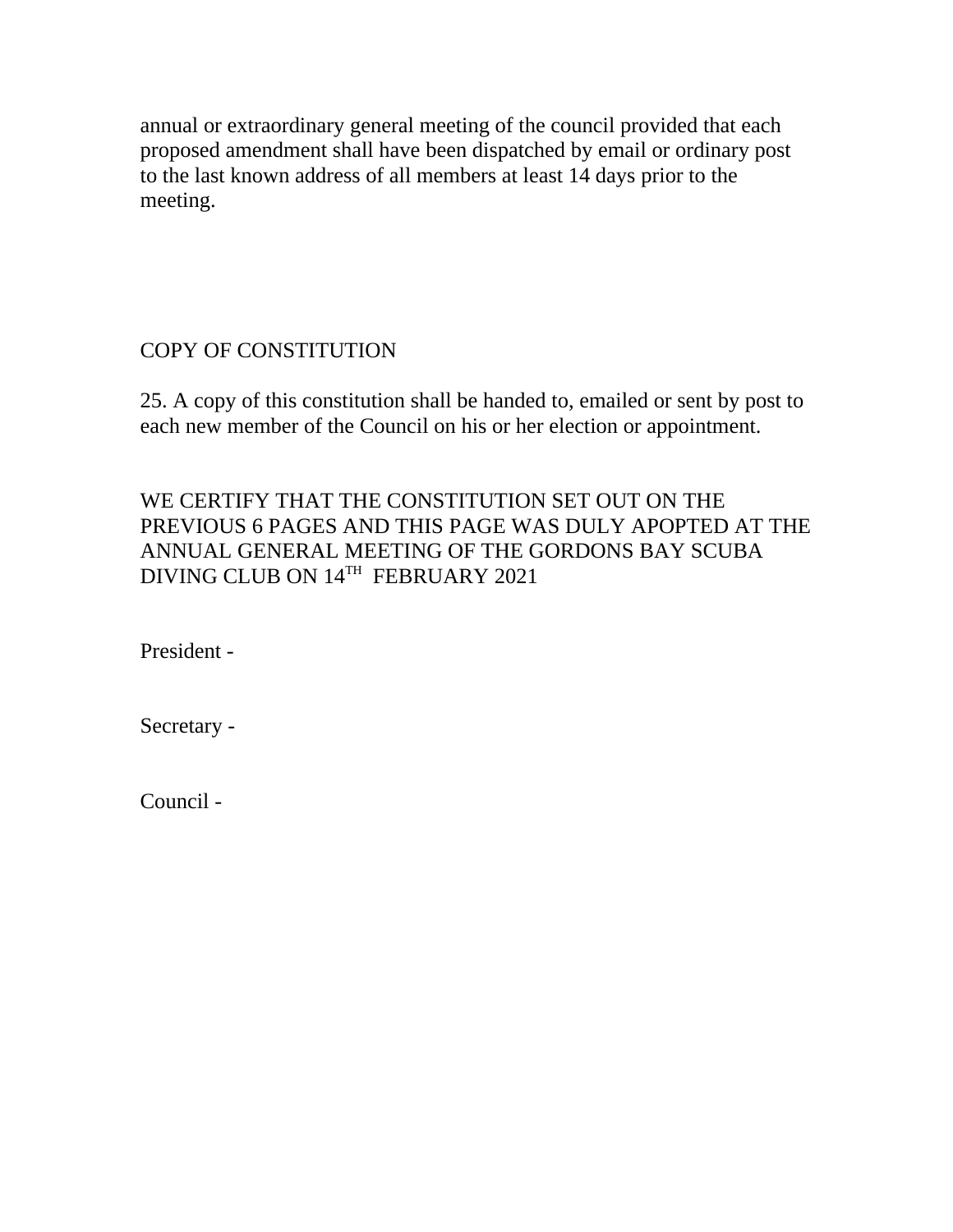annual or extraordinary general meeting of the council provided that each proposed amendment shall have been dispatched by email or ordinary post to the last known address of all members at least 14 days prior to the meeting.

## COPY OF CONSTITUTION

25. A copy of this constitution shall be handed to, emailed or sent by post to each new member of the Council on his or her election or appointment.

WE CERTIFY THAT THE CONSTITUTION SET OUT ON THE PREVIOUS 6 PAGES AND THIS PAGE WAS DULY APOPTED AT THE ANNUAL GENERAL MEETING OF THE GORDONS BAY SCUBA DIVING CLUB ON 14TH FEBRUARY 2021

President -

Secretary -

Council -